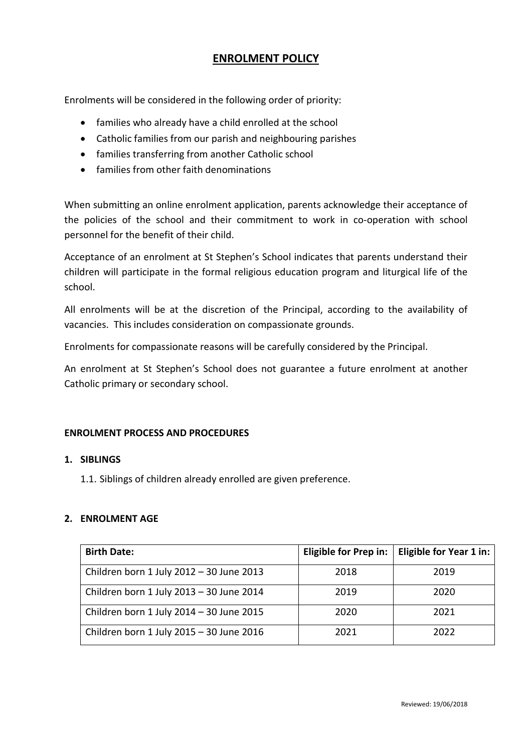# ENROLMENT POLICY

Enrolments will be considered in the following order of priority:

- families who already have a child enrolled at the school
- Catholic families from our parish and neighbouring parishes
- families transferring from another Catholic school
- families from other faith denominations

When submitting an online enrolment application, parents acknowledge their acceptance of the policies of the school and their commitment to work in co-operation with school personnel for the benefit of their child.

Acceptance of an enrolment at St Stephen's School indicates that parents understand their children will participate in the formal religious education program and liturgical life of the school.

All enrolments will be at the discretion of the Principal, according to the availability of vacancies. This includes consideration on compassionate grounds.

Enrolments for compassionate reasons will be carefully considered by the Principal.

An enrolment at St Stephen's School does not guarantee a future enrolment at another Catholic primary or secondary school.

## ENROLMENT PROCESS AND PROCEDURES

### 1. SIBLINGS

1.1. Siblings of children already enrolled are given preference.

### 2. ENROLMENT AGE

| Birth Date: | Eligible for Prep in: | Eligible for Year 1 in: |
|---|---|---|
| Children born 1 July 2012 – 30 June 2013 | 2018 | 2019 |
| Children born 1 July 2013 – 30 June 2014 | 2019 | 2020 |
| Children born 1 July 2014 – 30 June 2015 | 2020 | 2021 |
| Children born 1 July 2015 – 30 June 2016 | 2021 | 2022 |

Reviewed: 19/06/2018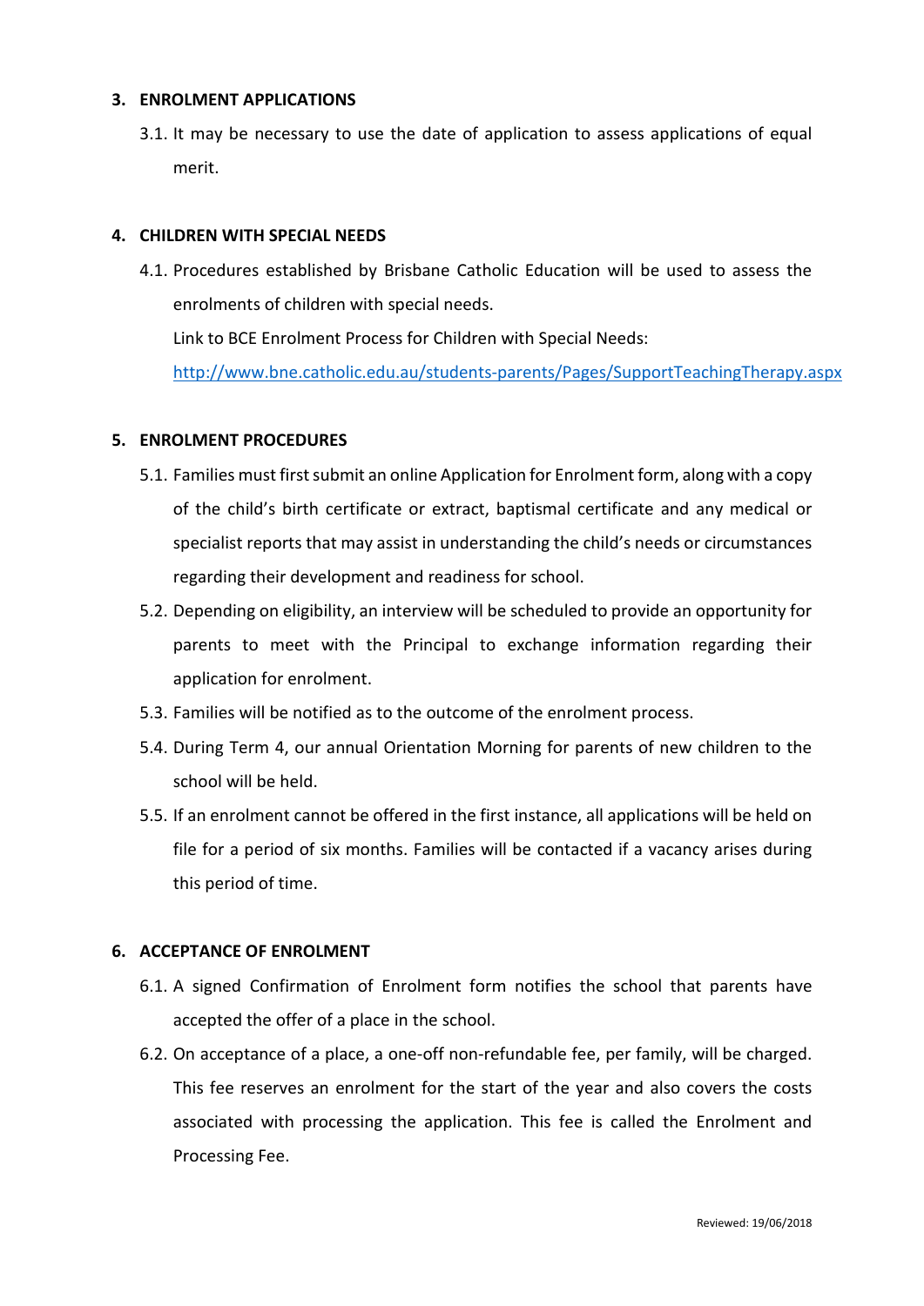## 3. ENROLMENT APPLICATIONS

3.1. It may be necessary to use the date of application to assess applications of equal merit.

## 4. CHILDREN WITH SPECIAL NEEDS

4.1. Procedures established by Brisbane Catholic Education will be used to assess the enrolments of children with special needs.

Link to BCE Enrolment Process for Children with Special Needs:

http://www.bne.catholic.edu.au/students-parents/Pages/SupportTeachingTherapy.aspx

## 5. ENROLMENT PROCEDURES

5.1. Families must first submit an online Application for Enrolment form, along with a copy of the child's birth certificate or extract, baptismal certificate and any medical or specialist reports that may assist in understanding the child's needs or circumstances regarding their development and readiness for school.

5.2. Depending on eligibility, an interview will be scheduled to provide an opportunity for parents to meet with the Principal to exchange information regarding their application for enrolment.

5.3. Families will be notified as to the outcome of the enrolment process.

5.4. During Term 4, our annual Orientation Morning for parents of new children to the school will be held.

5.5. If an enrolment cannot be offered in the first instance, all applications will be held on file for a period of six months. Families will be contacted if a vacancy arises during this period of time.

## 6. ACCEPTANCE OF ENROLMENT

6.1. A signed Confirmation of Enrolment form notifies the school that parents have accepted the offer of a place in the school.

6.2. On acceptance of a place, a one-off non-refundable fee, per family, will be charged. This fee reserves an enrolment for the start of the year and also covers the costs associated with processing the application. This fee is called the Enrolment and Processing Fee.

Reviewed: 19/06/2018